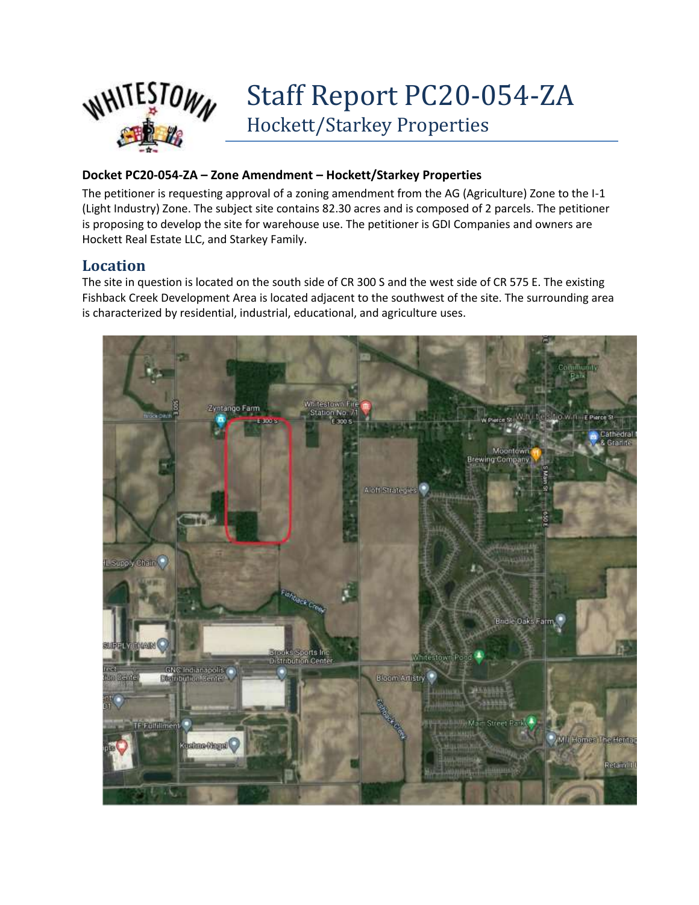# Staff Report PC20-054-ZA

## Hockett/Starkey Properties

**Docket PC20-054-ZA – Zone Amendment – Hockett/Starkey Properties**

The petitioner is requesting approval of a zoning amendment from the AG (Agriculture) Zone to the I-1 (Light Industry) Zone. The subject site contains 82.30 acres and is composed of 2 parcels. The petitioner is proposing to develop the site for warehouse use. The petitioner is GDI Companies and owners are Hockett Real Estate LLC, and Starkey Family.

## Location

The site in question is located on the south side of CR 300 S and the west side of CR 575 E. The existing Fishback Creek Development Area is located adjacent to the southwest of the site. The surrounding area is characterized by residential, industrial, educational, and agriculture uses.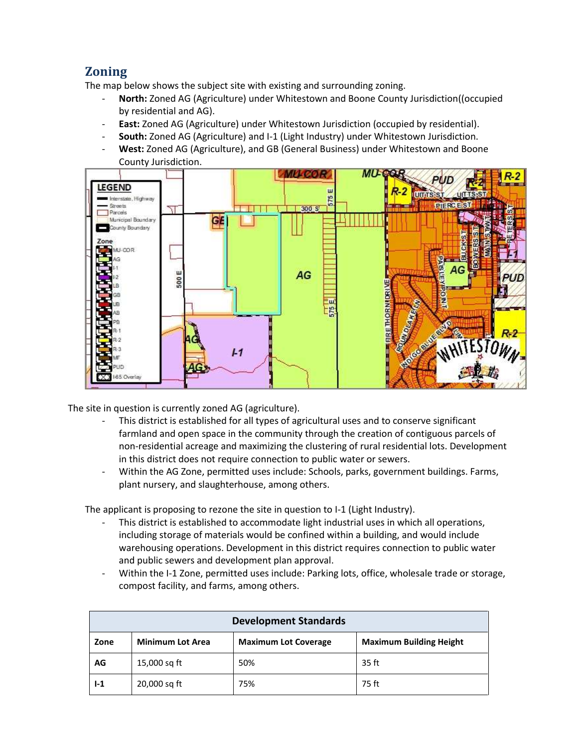## Zoning

The map below shows the subject site with existing and surrounding zoning.

- **North:** Zoned AG (Agriculture) under Whitestown and Boone County Jurisdiction((occupied by residential and AG).
- **East:** Zoned AG (Agriculture) under Whitestown Jurisdiction (occupied by residential).
- **South:** Zoned AG (Agriculture) and I-1 (Light Industry) under Whitestown Jurisdiction.
- **West:** Zoned AG (Agriculture), and GB (General Business) under Whitestown and Boone County Jurisdiction.

The site in question is currently zoned AG (agriculture).

- This district is established for all types of agricultural uses and to conserve significant farmland and open space in the community through the creation of contiguous parcels of non-residential acreage and maximizing the clustering of rural residential lots. Development in this district does not require connection to public water or sewers.
- Within the AG Zone, permitted uses include: Schools, parks, government buildings. Farms, plant nursery, and slaughterhouse, among others.

The applicant is proposing to rezone the site in question to I-1 (Light Industry).

- This district is established to accommodate light industrial uses in which all operations, including storage of materials would be confined within a building, and would include warehousing operations. Development in this district requires connection to public water and public sewers and development plan approval.
- Within the I-1 Zone, permitted uses include: Parking lots, office, wholesale trade or storage, compost facility, and farms, among others.

| Development Standards | | | |
|---|---|---|---|
| **Zone** | **Minimum Lot Area** | **Maximum Lot Coverage** | **Maximum Building Height** |
| **AG** | 15,000 sq ft | 50% | 35 ft |
| **I-1** | 20,000 sq ft | 75% | 75 ft |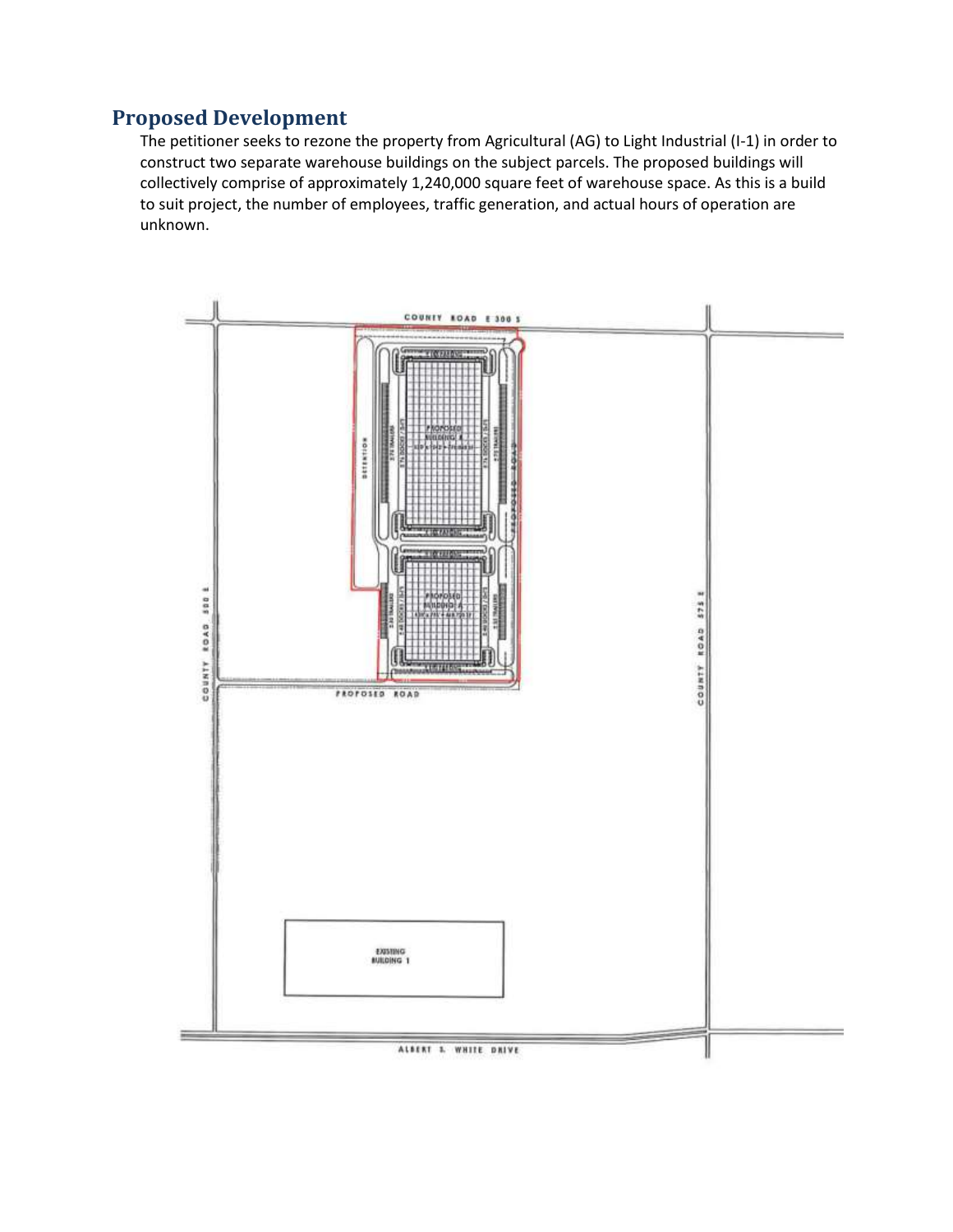## Proposed Development

The petitioner seeks to rezone the property from Agricultural (AG) to Light Industrial (I-1) in order to construct two separate warehouse buildings on the subject parcels. The proposed buildings will collectively comprise of approximately 1,240,000 square feet of warehouse space. As this is a build to suit project, the number of employees, traffic generation, and actual hours of operation are unknown.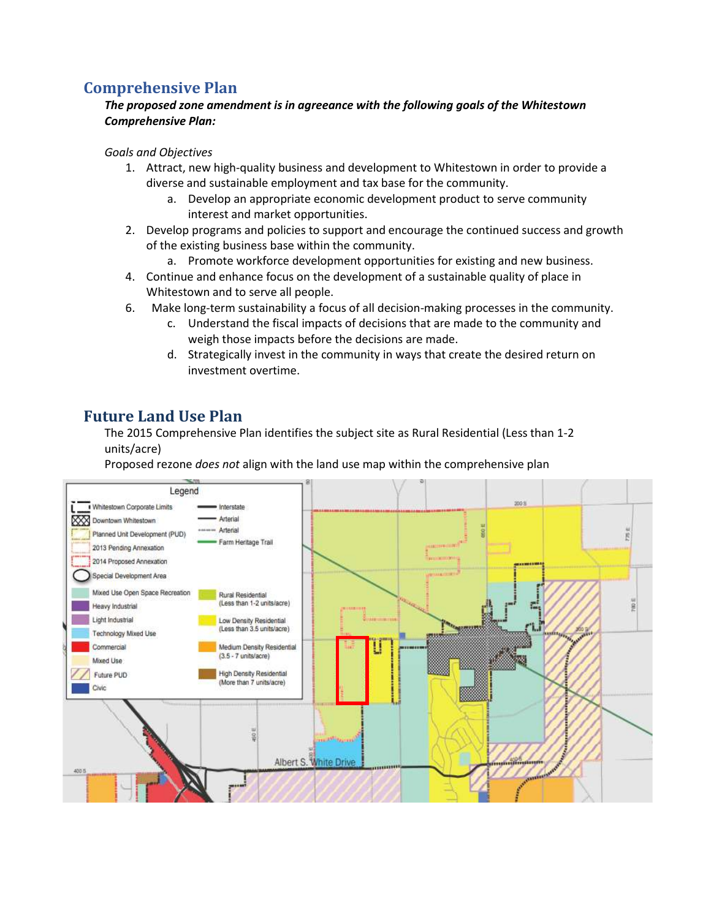## Comprehensive Plan

***The proposed zone amendment is in agreeance with the following goals of the Whitestown Comprehensive Plan:***

*Goals and Objectives*

1. Attract, new high-quality business and development to Whitestown in order to provide a diverse and sustainable employment and tax base for the community.
   a. Develop an appropriate economic development product to serve community interest and market opportunities.
2. Develop programs and policies to support and encourage the continued success and growth of the existing business base within the community.
   a. Promote workforce development opportunities for existing and new business.
4. Continue and enhance focus on the development of a sustainable quality of place in Whitestown and to serve all people.
6. Make long-term sustainability a focus of all decision-making processes in the community.
   c. Understand the fiscal impacts of decisions that are made to the community and weigh those impacts before the decisions are made.
   d. Strategically invest in the community in ways that create the desired return on investment overtime.

## Future Land Use Plan

The 2015 Comprehensive Plan identifies the subject site as Rural Residential (Less than 1-2 units/acre)

Proposed rezone *does not* align with the land use map within the comprehensive plan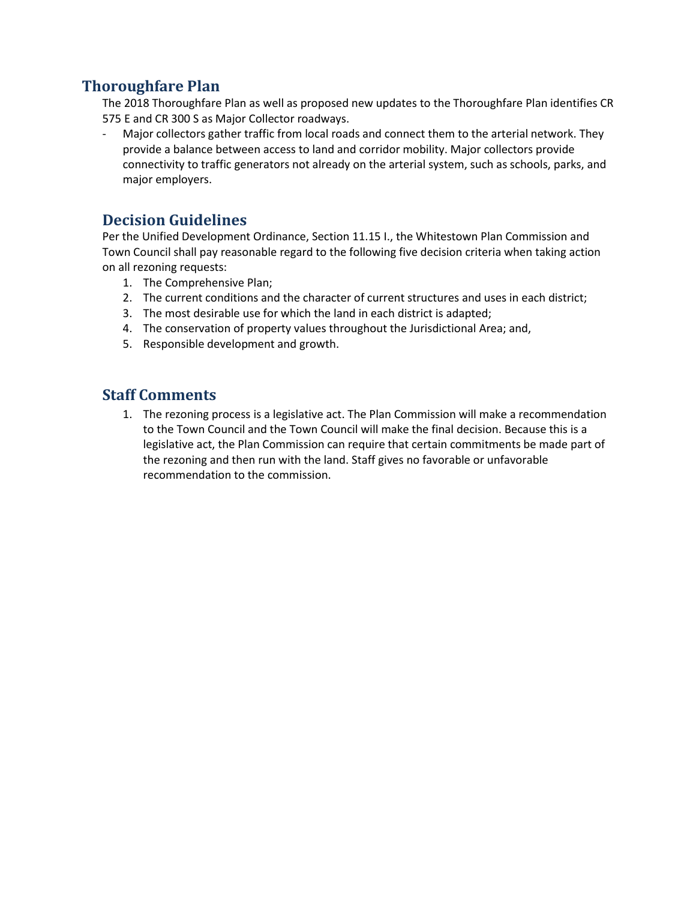## Thoroughfare Plan

The 2018 Thoroughfare Plan as well as proposed new updates to the Thoroughfare Plan identifies CR 575 E and CR 300 S as Major Collector roadways.

- Major collectors gather traffic from local roads and connect them to the arterial network. They provide a balance between access to land and corridor mobility. Major collectors provide connectivity to traffic generators not already on the arterial system, such as schools, parks, and major employers.

## Decision Guidelines

Per the Unified Development Ordinance, Section 11.15 I., the Whitestown Plan Commission and Town Council shall pay reasonable regard to the following five decision criteria when taking action on all rezoning requests:

1. The Comprehensive Plan;
2. The current conditions and the character of current structures and uses in each district;
3. The most desirable use for which the land in each district is adapted;
4. The conservation of property values throughout the Jurisdictional Area; and,
5. Responsible development and growth.

## Staff Comments

1. The rezoning process is a legislative act. The Plan Commission will make a recommendation to the Town Council and the Town Council will make the final decision. Because this is a legislative act, the Plan Commission can require that certain commitments be made part of the rezoning and then run with the land. Staff gives no favorable or unfavorable recommendation to the commission.